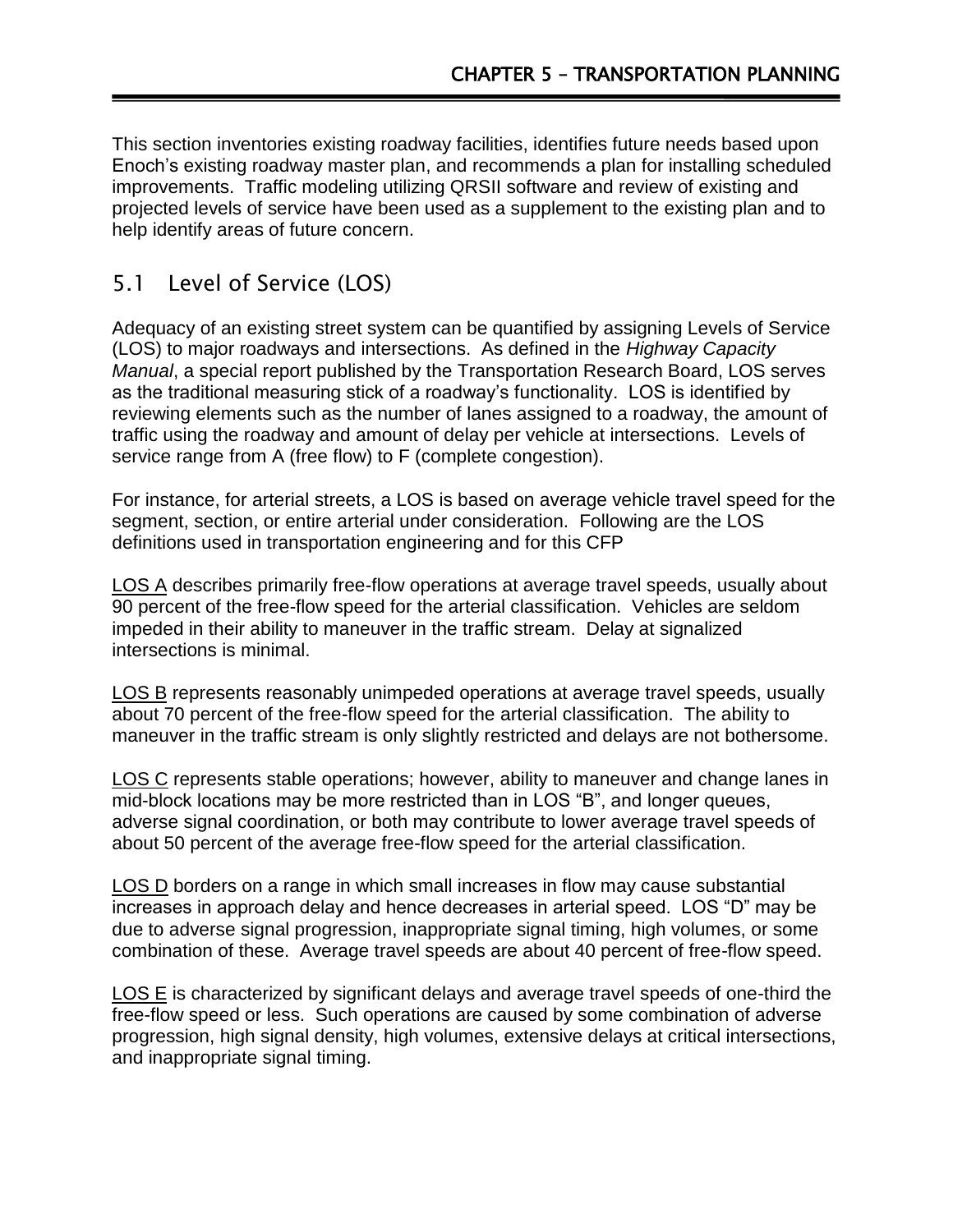This section inventories existing roadway facilities, identifies future needs based upon Enoch's existing roadway master plan, and recommends a plan for installing scheduled improvements. Traffic modeling utilizing QRSII software and review of existing and projected levels of service have been used as a supplement to the existing plan and to help identify areas of future concern.

## 5.1 Level of Service (LOS)

Adequacy of an existing street system can be quantified by assigning Levels of Service (LOS) to major roadways and intersections. As defined in the *Highway Capacity Manual*, a special report published by the Transportation Research Board, LOS serves as the traditional measuring stick of a roadway's functionality. LOS is identified by reviewing elements such as the number of lanes assigned to a roadway, the amount of traffic using the roadway and amount of delay per vehicle at intersections. Levels of service range from A (free flow) to F (complete congestion).

For instance, for arterial streets, a LOS is based on average vehicle travel speed for the segment, section, or entire arterial under consideration. Following are the LOS definitions used in transportation engineering and for this CFP

<u>LOS A</u> describes primarily free-flow operations at average travel speeds, usually about 90 percent of the free-flow speed for the arterial classification. Vehicles are seldom impeded in their ability to maneuver in the traffic stream. Delay at signalized intersections is minimal.

<u>LOS B</u> represents reasonably unimpeded operations at average travel speeds, usually about 70 percent of the free-flow speed for the arterial classification. The ability to maneuver in the traffic stream is only slightly restricted and delays are not bothersome.

<u>LOS C</u> represents stable operations; however, ability to maneuver and change lanes in mid-block locations may be more restricted than in LOS "B", and longer queues, adverse signal coordination, or both may contribute to lower average travel speeds of about 50 percent of the average free-flow speed for the arterial classification.

<u>LOS D</u> borders on a range in which small increases in flow may cause substantial increases in approach delay and hence decreases in arterial speed. LOS "D" may be due to adverse signal progression, inappropriate signal timing, high volumes, or some combination of these. Average travel speeds are about 40 percent of free-flow speed.

<u>LOS E</u> is characterized by significant delays and average travel speeds of one-third the free-flow speed or less. Such operations are caused by some combination of adverse progression, high signal density, high volumes, extensive delays at critical intersections, and inappropriate signal timing.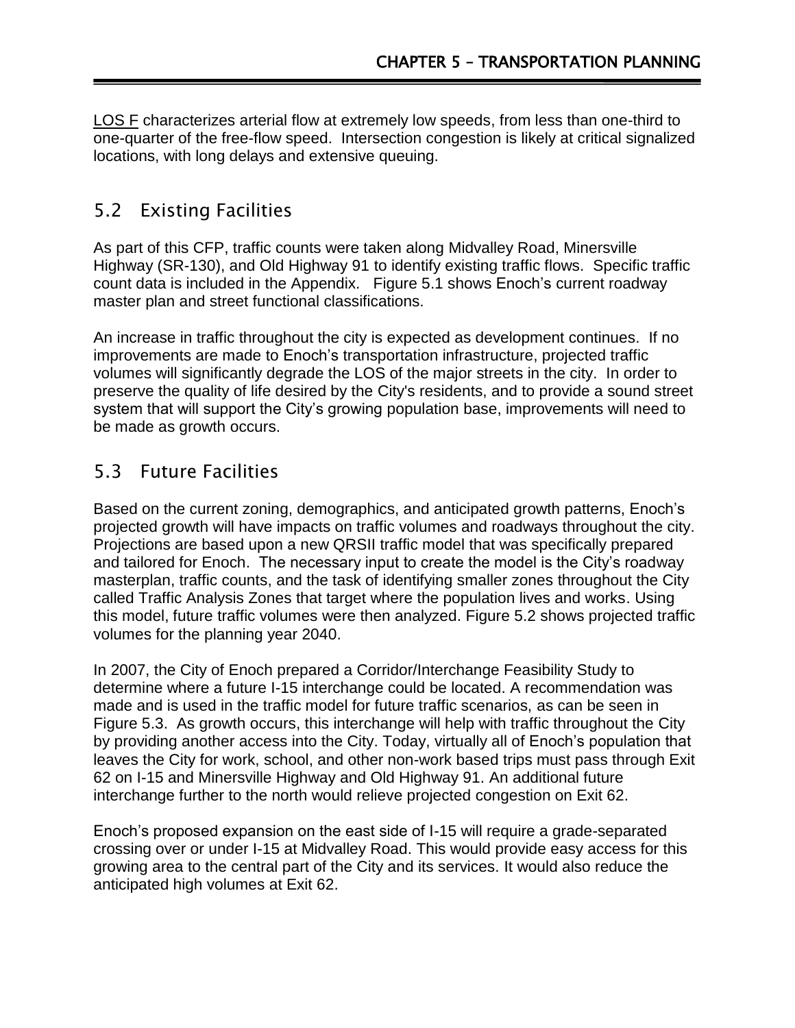LOS F characterizes arterial flow at extremely low speeds, from less than one-third to one-quarter of the free-flow speed. Intersection congestion is likely at critical signalized locations, with long delays and extensive queuing.

## 5.2 Existing Facilities

As part of this CFP, traffic counts were taken along Midvalley Road, Minersville Highway (SR-130), and Old Highway 91 to identify existing traffic flows. Specific traffic count data is included in the Appendix. Figure 5.1 shows Enoch's current roadway master plan and street functional classifications.

An increase in traffic throughout the city is expected as development continues. If no improvements are made to Enoch's transportation infrastructure, projected traffic volumes will significantly degrade the LOS of the major streets in the city. In order to preserve the quality of life desired by the City's residents, and to provide a sound street system that will support the City's growing population base, improvements will need to be made as growth occurs.

## 5.3 Future Facilities

Based on the current zoning, demographics, and anticipated growth patterns, Enoch's projected growth will have impacts on traffic volumes and roadways throughout the city. Projections are based upon a new QRSII traffic model that was specifically prepared and tailored for Enoch. The necessary input to create the model is the City's roadway masterplan, traffic counts, and the task of identifying smaller zones throughout the City called Traffic Analysis Zones that target where the population lives and works. Using this model, future traffic volumes were then analyzed. Figure 5.2 shows projected traffic volumes for the planning year 2040.

In 2007, the City of Enoch prepared a Corridor/Interchange Feasibility Study to determine where a future I-15 interchange could be located. A recommendation was made and is used in the traffic model for future traffic scenarios, as can be seen in Figure 5.3. As growth occurs, this interchange will help with traffic throughout the City by providing another access into the City. Today, virtually all of Enoch's population that leaves the City for work, school, and other non-work based trips must pass through Exit 62 on I-15 and Minersville Highway and Old Highway 91. An additional future interchange further to the north would relieve projected congestion on Exit 62.

Enoch's proposed expansion on the east side of I-15 will require a grade-separated crossing over or under I-15 at Midvalley Road. This would provide easy access for this growing area to the central part of the City and its services. It would also reduce the anticipated high volumes at Exit 62.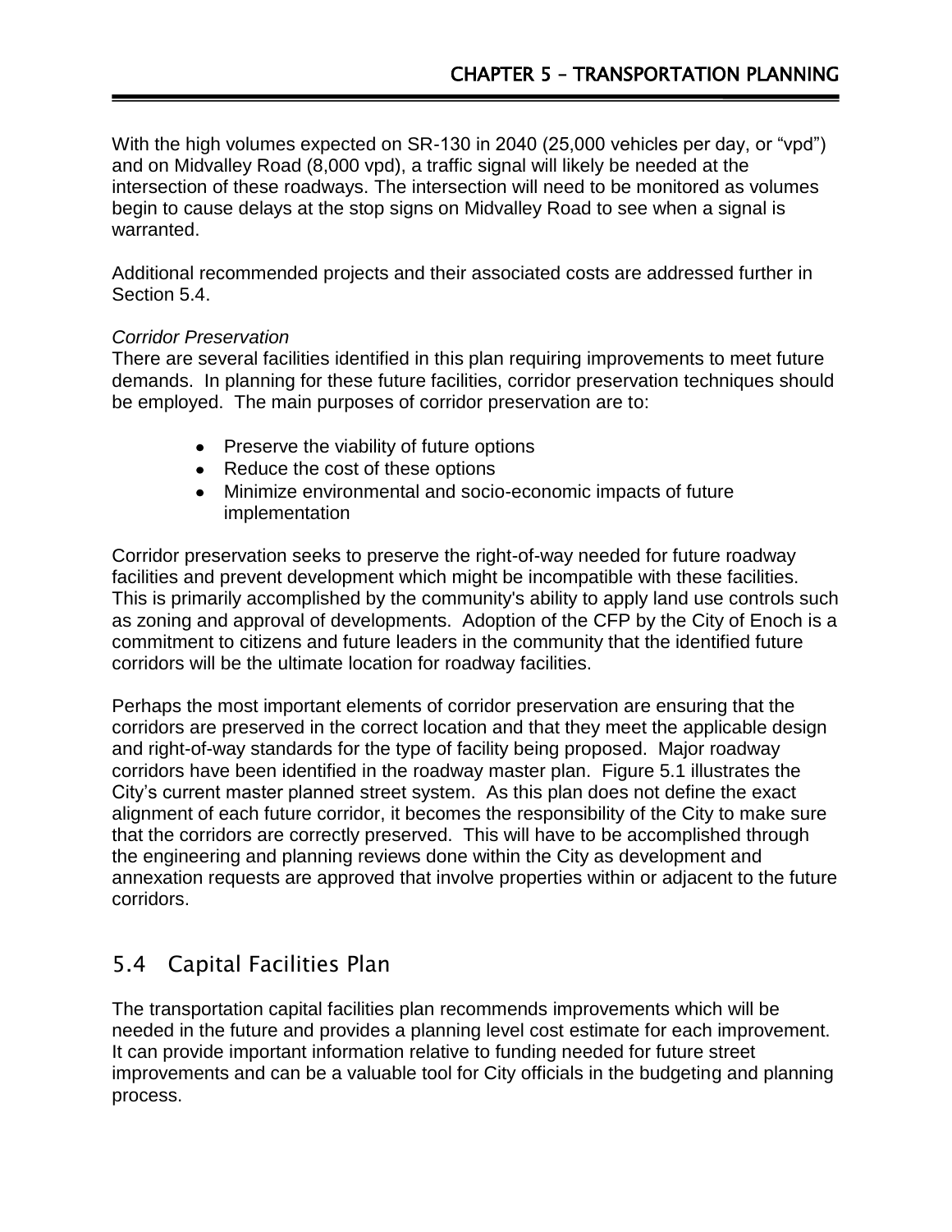With the high volumes expected on SR-130 in 2040 (25,000 vehicles per day, or "vpd") and on Midvalley Road (8,000 vpd), a traffic signal will likely be needed at the intersection of these roadways. The intersection will need to be monitored as volumes begin to cause delays at the stop signs on Midvalley Road to see when a signal is warranted.

Additional recommended projects and their associated costs are addressed further in Section 5.4.

*Corridor Preservation*
There are several facilities identified in this plan requiring improvements to meet future demands. In planning for these future facilities, corridor preservation techniques should be employed. The main purposes of corridor preservation are to:

- Preserve the viability of future options
- Reduce the cost of these options
- Minimize environmental and socio-economic impacts of future implementation

Corridor preservation seeks to preserve the right-of-way needed for future roadway facilities and prevent development which might be incompatible with these facilities. This is primarily accomplished by the community's ability to apply land use controls such as zoning and approval of developments. Adoption of the CFP by the City of Enoch is a commitment to citizens and future leaders in the community that the identified future corridors will be the ultimate location for roadway facilities.

Perhaps the most important elements of corridor preservation are ensuring that the corridors are preserved in the correct location and that they meet the applicable design and right-of-way standards for the type of facility being proposed. Major roadway corridors have been identified in the roadway master plan. Figure 5.1 illustrates the City's current master planned street system. As this plan does not define the exact alignment of each future corridor, it becomes the responsibility of the City to make sure that the corridors are correctly preserved. This will have to be accomplished through the engineering and planning reviews done within the City as development and annexation requests are approved that involve properties within or adjacent to the future corridors.

## 5.4 Capital Facilities Plan

The transportation capital facilities plan recommends improvements which will be needed in the future and provides a planning level cost estimate for each improvement. It can provide important information relative to funding needed for future street improvements and can be a valuable tool for City officials in the budgeting and planning process.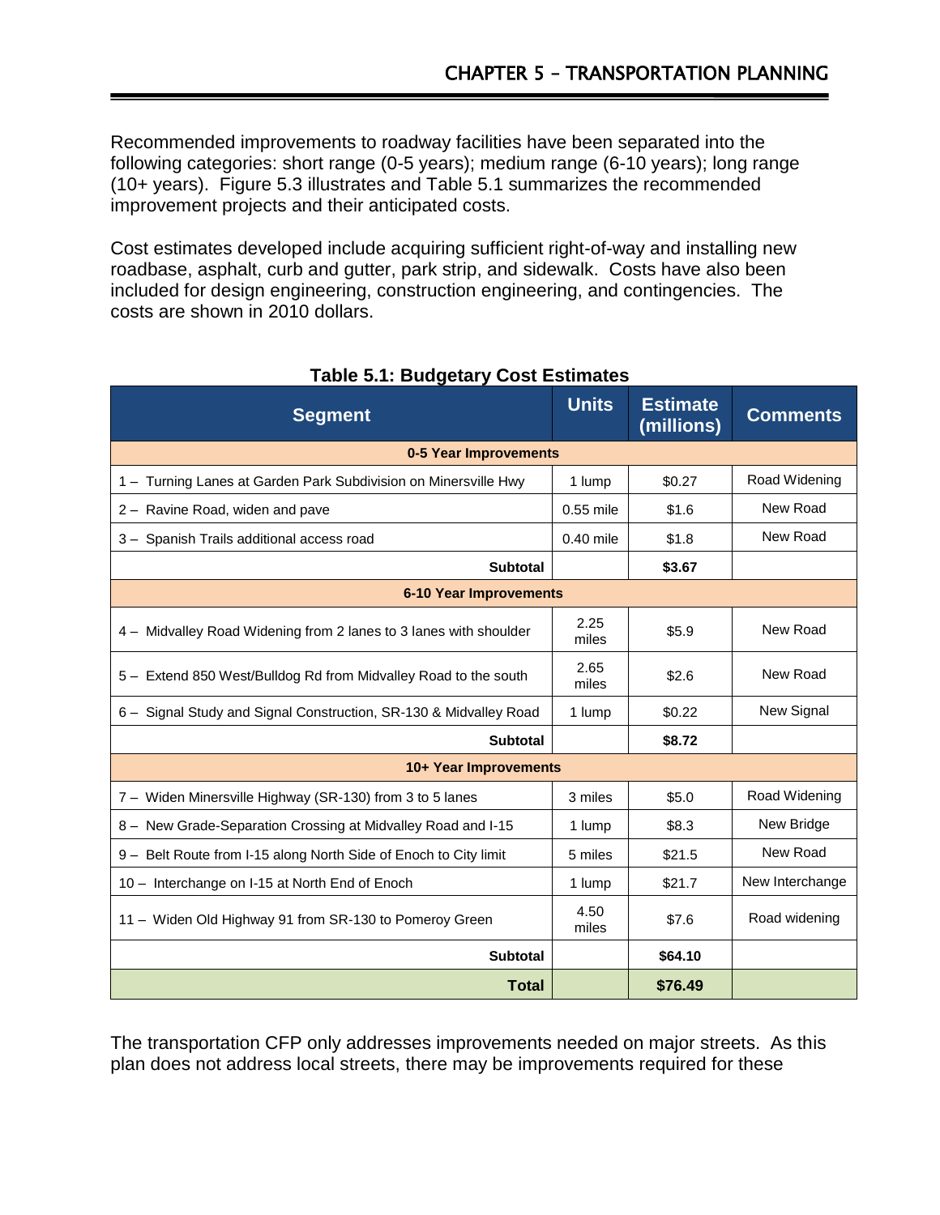Recommended improvements to roadway facilities have been separated into the following categories: short range (0-5 years); medium range (6-10 years); long range (10+ years). Figure 5.3 illustrates and Table 5.1 summarizes the recommended improvement projects and their anticipated costs.

Cost estimates developed include acquiring sufficient right-of-way and installing new roadbase, asphalt, curb and gutter, park strip, and sidewalk. Costs have also been included for design engineering, construction engineering, and contingencies. The costs are shown in 2010 dollars.

**Table 5.1: Budgetary Cost Estimates**

| Segment | Units | Estimate (millions) | Comments |
|---|---|---|---|
| **0-5 Year Improvements** | | | |
| 1 – Turning Lanes at Garden Park Subdivision on Minersville Hwy | 1 lump | $0.27 | Road Widening |
| 2 – Ravine Road, widen and pave | 0.55 mile | $1.6 | New Road |
| 3 – Spanish Trails additional access road | 0.40 mile | $1.8 | New Road |
| **Subtotal** | | **$3.67** | |
| **6-10 Year Improvements** | | | |
| 4 – Midvalley Road Widening from 2 lanes to 3 lanes with shoulder | 2.25 miles | $5.9 | New Road |
| 5 – Extend 850 West/Bulldog Rd from Midvalley Road to the south | 2.65 miles | $2.6 | New Road |
| 6 – Signal Study and Signal Construction, SR-130 & Midvalley Road | 1 lump | $0.22 | New Signal |
| **Subtotal** | | **$8.72** | |
| **10+ Year Improvements** | | | |
| 7 – Widen Minersville Highway (SR-130) from 3 to 5 lanes | 3 miles | $5.0 | Road Widening |
| 8 – New Grade-Separation Crossing at Midvalley Road and I-15 | 1 lump | $8.3 | New Bridge |
| 9 – Belt Route from I-15 along North Side of Enoch to City limit | 5 miles | $21.5 | New Road |
| 10 – Interchange on I-15 at North End of Enoch | 1 lump | $21.7 | New Interchange |
| 11 – Widen Old Highway 91 from SR-130 to Pomeroy Green | 4.50 miles | $7.6 | Road widening |
| **Subtotal** | | **$64.10** | |
| **Total** | | **$76.49** | |

The transportation CFP only addresses improvements needed on major streets. As this plan does not address local streets, there may be improvements required for these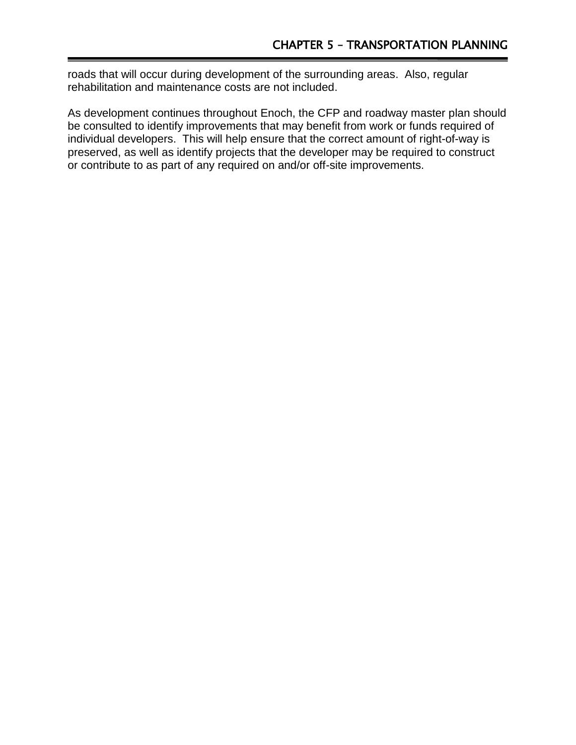roads that will occur during development of the surrounding areas. Also, regular rehabilitation and maintenance costs are not included.

As development continues throughout Enoch, the CFP and roadway master plan should be consulted to identify improvements that may benefit from work or funds required of individual developers. This will help ensure that the correct amount of right-of-way is preserved, as well as identify projects that the developer may be required to construct or contribute to as part of any required on and/or off-site improvements.